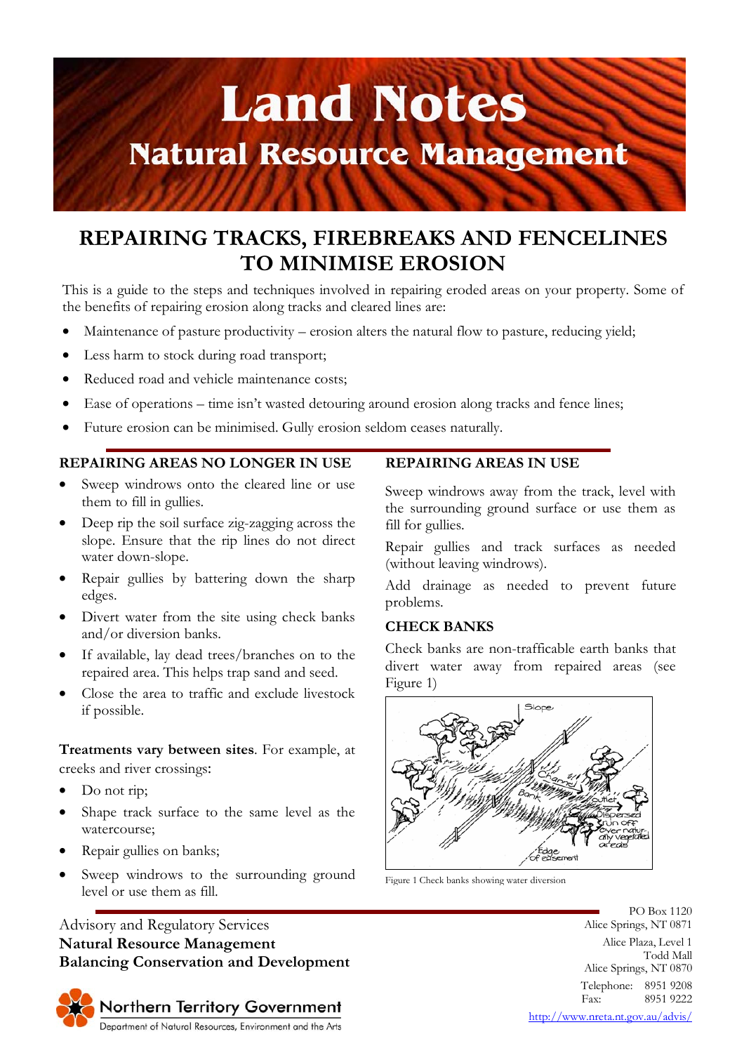# Land Notes

## Natural Resource Management

# REPAIRING TRACKS, FIREBREAKS AND FENCELINES TO MINIMISE EROSION

This is a guide to the steps and techniques involved in repairing eroded areas on your property. Some of the benefits of repairing erosion along tracks and cleared lines are:

- Maintenance of pasture productivity – erosion alters the natural flow to pasture, reducing yield;
- Less harm to stock during road transport;
- Reduced road and vehicle maintenance costs;
- Ease of operations – time isn't wasted detouring around erosion along tracks and fence lines;
- Future erosion can be minimised. Gully erosion seldom ceases naturally.

### REPAIRING AREAS NO LONGER IN USE

- Sweep windrows onto the cleared line or use them to fill in gullies.
- Deep rip the soil surface zig-zagging across the slope. Ensure that the rip lines do not direct water down-slope.
- Repair gullies by battering down the sharp edges.
- Divert water from the site using check banks and/or diversion banks.
- If available, lay dead trees/branches on to the repaired area. This helps trap sand and seed.
- Close the area to traffic and exclude livestock if possible.

**Treatments vary between sites**. For example, at creeks and river crossings:

- Do not rip;
- Shape track surface to the same level as the watercourse;
- Repair gullies on banks;
- Sweep windrows to the surrounding ground level or use them as fill.

### REPAIRING AREAS IN USE

Sweep windrows away from the track, level with the surrounding ground surface or use them as fill for gullies.

Repair gullies and track surfaces as needed (without leaving windrows).

Add drainage as needed to prevent future problems.

### CHECK BANKS

Check banks are non-trafficable earth banks that divert water away from repaired areas (see Figure 1)

Figure 1 Check banks showing water diversion

Advisory and Regulatory Services
**Natural Resource Management**
**Balancing Conservation and Development**

Northern Territory Government
Department of Natural Resources, Environment and the Arts

PO Box 1120
Alice Springs, NT 0871

Alice Plaza, Level 1
Todd Mall
Alice Springs, NT 0870

Telephone: 8951 9208
Fax: 8951 9222

http://www.nreta.nt.gov.au/advis/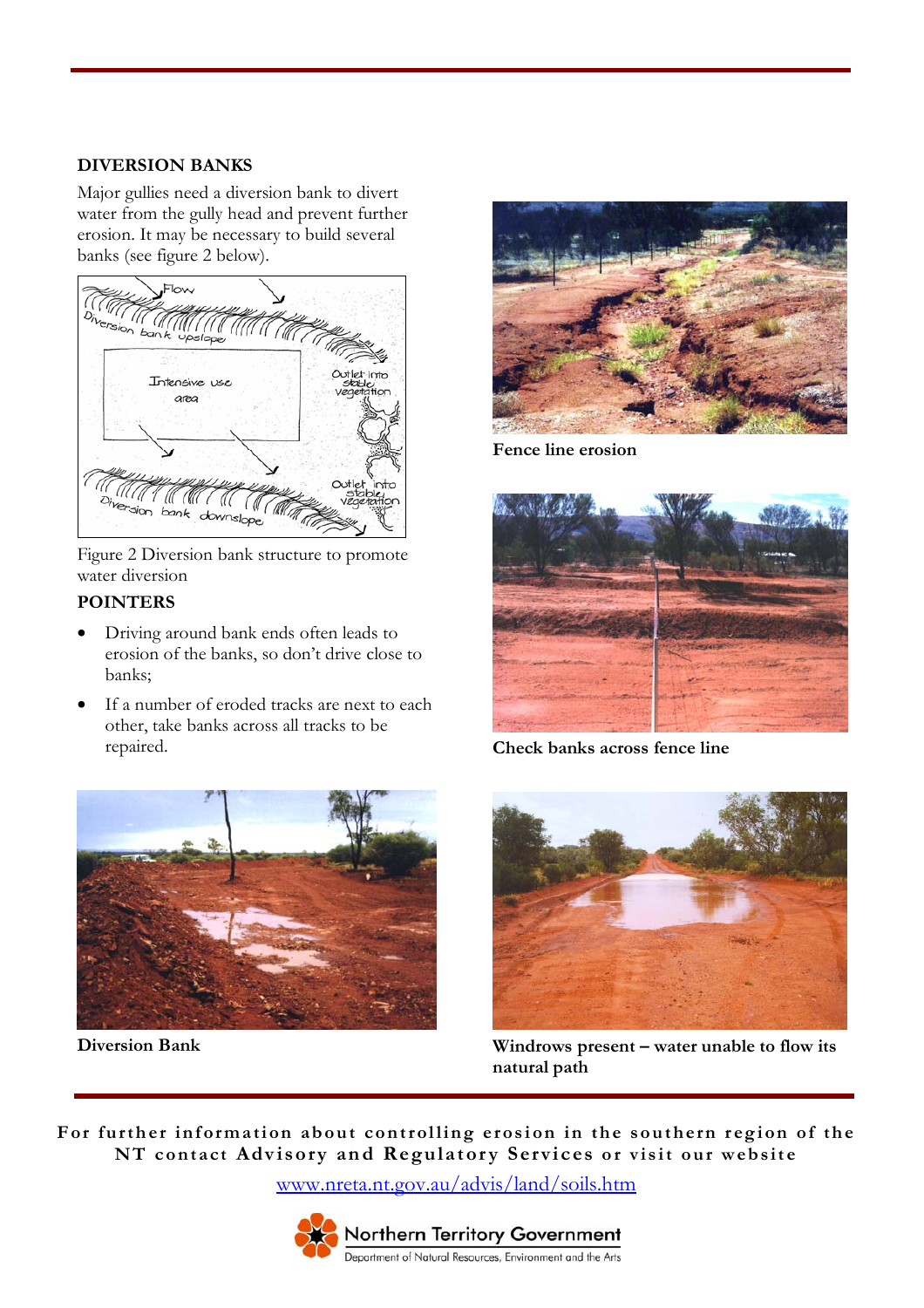## DIVERSION BANKS

Major gullies need a diversion bank to divert water from the gully head and prevent further erosion. It may be necessary to build several banks (see figure 2 below).

Flow

Diversion bank upslope

Intensive use area

Outlet into stable vegetation

Outlet into stable vegetation

Diversion bank downslope

Figure 2 Diversion bank structure to promote water diversion

## POINTERS

- Driving around bank ends often leads to erosion of the banks, so don't drive close to banks;
- If a number of eroded tracks are next to each other, take banks across all tracks to be repaired.

**Fence line erosion**

**Check banks across fence line**

**Diversion Bank**

**Windrows present – water unable to flow its natural path**

**For further information about controlling erosion in the southern region of the NT contact Advisory and Regulatory Services or visit our website**

www.nreta.nt.gov.au/advis/land/soils.htm

Northern Territory Government
Department of Natural Resources, Environment and the Arts